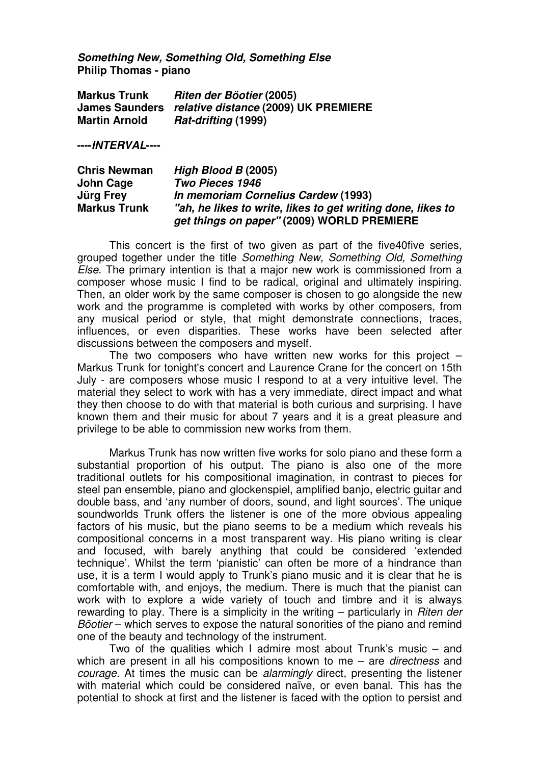***Something New, Something Old, Something Else***
**Philip Thomas - piano**

| | |
|---|---|
| **Markus Trunk** | ***Riten der Böotier* (2005)** |
| **James Saunders** | ***relative distance* (2009) UK PREMIERE** |
| **Martin Arnold** | ***Rat-drifting* (1999)** |

**----*INTERVAL*----**

| | |
|---|---|
| **Chris Newman** | ***High Blood B* (2005)** |
| **John Cage** | ***Two Pieces 1946*** |
| **Jürg Frey** | ***In memoriam Cornelius Cardew* (1993)** |
| **Markus Trunk** | ***"ah, he likes to write, likes to get writing done, likes to get things on paper"* (2009) WORLD PREMIERE** |

This concert is the first of two given as part of the five40five series, grouped together under the title *Something New, Something Old, Something Else*. The primary intention is that a major new work is commissioned from a composer whose music I find to be radical, original and ultimately inspiring. Then, an older work by the same composer is chosen to go alongside the new work and the programme is completed with works by other composers, from any musical period or style, that might demonstrate connections, traces, influences, or even disparities. These works have been selected after discussions between the composers and myself.

The two composers who have written new works for this project – Markus Trunk for tonight's concert and Laurence Crane for the concert on 15th July - are composers whose music I respond to at a very intuitive level. The material they select to work with has a very immediate, direct impact and what they then choose to do with that material is both curious and surprising. I have known them and their music for about 7 years and it is a great pleasure and privilege to be able to commission new works from them.

Markus Trunk has now written five works for solo piano and these form a substantial proportion of his output. The piano is also one of the more traditional outlets for his compositional imagination, in contrast to pieces for steel pan ensemble, piano and glockenspiel, amplified banjo, electric guitar and double bass, and 'any number of doors, sound, and light sources'. The unique soundworlds Trunk offers the listener is one of the more obvious appealing factors of his music, but the piano seems to be a medium which reveals his compositional concerns in a most transparent way. His piano writing is clear and focused, with barely anything that could be considered 'extended technique'. Whilst the term 'pianistic' can often be more of a hindrance than use, it is a term I would apply to Trunk's piano music and it is clear that he is comfortable with, and enjoys, the medium. There is much that the pianist can work with to explore a wide variety of touch and timbre and it is always rewarding to play. There is a simplicity in the writing – particularly in *Riten der Böotier* – which serves to expose the natural sonorities of the piano and remind one of the beauty and technology of the instrument.

Two of the qualities which I admire most about Trunk's music – and which are present in all his compositions known to me – are *directness* and *courage*. At times the music can be *alarmingly* direct, presenting the listener with material which could be considered naïve, or even banal. This has the potential to shock at first and the listener is faced with the option to persist and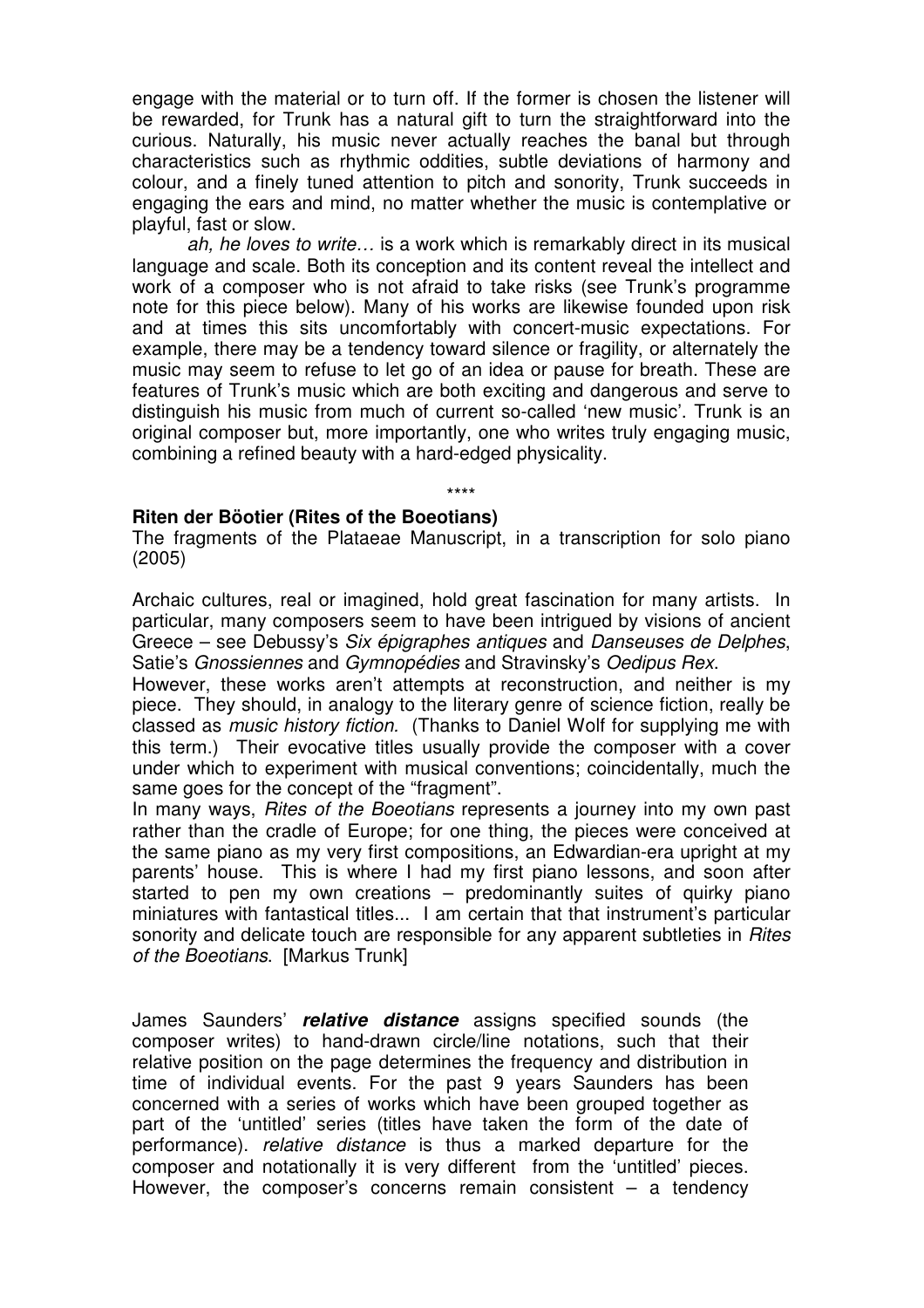engage with the material or to turn off. If the former is chosen the listener will be rewarded, for Trunk has a natural gift to turn the straightforward into the curious. Naturally, his music never actually reaches the banal but through characteristics such as rhythmic oddities, subtle deviations of harmony and colour, and a finely tuned attention to pitch and sonority, Trunk succeeds in engaging the ears and mind, no matter whether the music is contemplative or playful, fast or slow.

*ah, he loves to write…* is a work which is remarkably direct in its musical language and scale. Both its conception and its content reveal the intellect and work of a composer who is not afraid to take risks (see Trunk's programme note for this piece below). Many of his works are likewise founded upon risk and at times this sits uncomfortably with concert-music expectations. For example, there may be a tendency toward silence or fragility, or alternately the music may seem to refuse to let go of an idea or pause for breath. These are features of Trunk's music which are both exciting and dangerous and serve to distinguish his music from much of current so-called 'new music'. Trunk is an original composer but, more importantly, one who writes truly engaging music, combining a refined beauty with a hard-edged physicality.

****

**Riten der Böotier (Rites of the Boeotians)**
The fragments of the Plataeae Manuscript, in a transcription for solo piano (2005)

Archaic cultures, real or imagined, hold great fascination for many artists. In particular, many composers seem to have been intrigued by visions of ancient Greece – see Debussy's *Six épigraphes antiques* and *Danseuses de Delphes*, Satie's *Gnossiennes* and *Gymnopédies* and Stravinsky's *Oedipus Rex*.
However, these works aren't attempts at reconstruction, and neither is my piece. They should, in analogy to the literary genre of science fiction, really be classed as *music history fiction.* (Thanks to Daniel Wolf for supplying me with this term.) Their evocative titles usually provide the composer with a cover under which to experiment with musical conventions; coincidentally, much the same goes for the concept of the "fragment".
In many ways, *Rites of the Boeotians* represents a journey into my own past rather than the cradle of Europe; for one thing, the pieces were conceived at the same piano as my very first compositions, an Edwardian-era upright at my parents' house. This is where I had my first piano lessons, and soon after started to pen my own creations – predominantly suites of quirky piano miniatures with fantastical titles... I am certain that that instrument's particular sonority and delicate touch are responsible for any apparent subtleties in *Rites of the Boeotians*. [Markus Trunk]

James Saunders' ***relative distance*** assigns specified sounds (the composer writes) to hand-drawn circle/line notations, such that their relative position on the page determines the frequency and distribution in time of individual events. For the past 9 years Saunders has been concerned with a series of works which have been grouped together as part of the 'untitled' series (titles have taken the form of the date of performance). *relative distance* is thus a marked departure for the composer and notationally it is very different from the 'untitled' pieces. However, the composer's concerns remain consistent – a tendency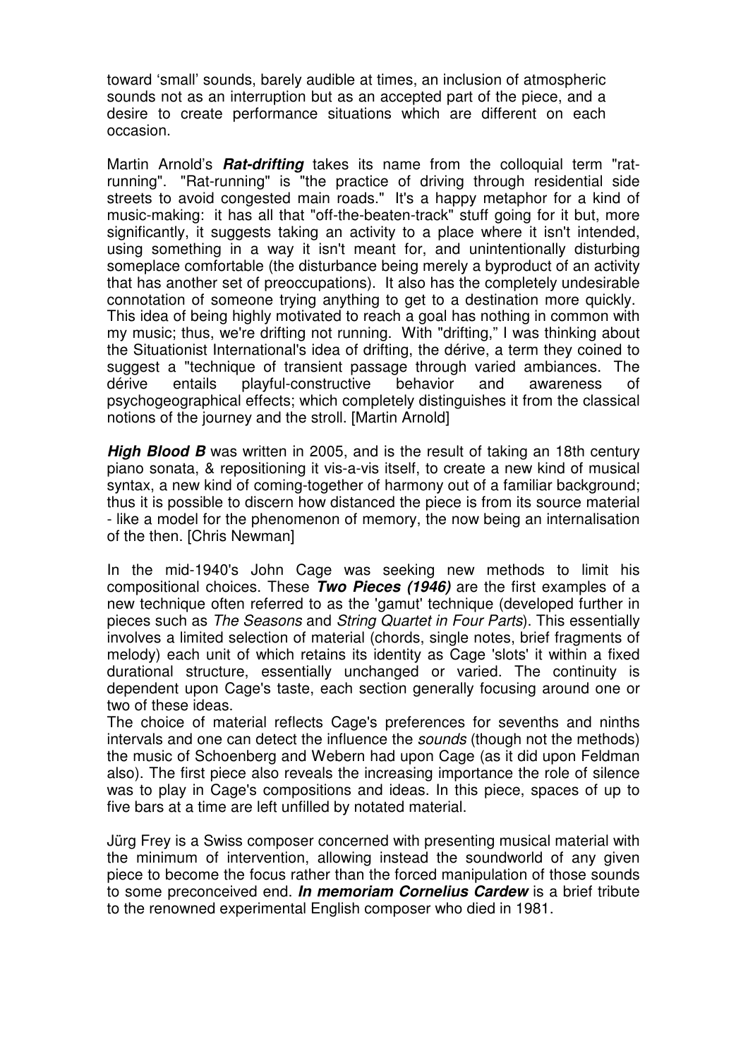toward 'small' sounds, barely audible at times, an inclusion of atmospheric sounds not as an interruption but as an accepted part of the piece, and a desire to create performance situations which are different on each occasion.

Martin Arnold's ***Rat-drifting*** takes its name from the colloquial term "rat-running". "Rat-running" is "the practice of driving through residential side streets to avoid congested main roads." It's a happy metaphor for a kind of music-making: it has all that "off-the-beaten-track" stuff going for it but, more significantly, it suggests taking an activity to a place where it isn't intended, using something in a way it isn't meant for, and unintentionally disturbing someplace comfortable (the disturbance being merely a byproduct of an activity that has another set of preoccupations). It also has the completely undesirable connotation of someone trying anything to get to a destination more quickly. This idea of being highly motivated to reach a goal has nothing in common with my music; thus, we're drifting not running. With "drifting," I was thinking about the Situationist International's idea of drifting, the dérive, a term they coined to suggest a "technique of transient passage through varied ambiances. The dérive entails playful-constructive behavior and awareness of psychogeographical effects; which completely distinguishes it from the classical notions of the journey and the stroll. [Martin Arnold]

***High Blood B*** was written in 2005, and is the result of taking an 18th century piano sonata, & repositioning it vis-a-vis itself, to create a new kind of musical syntax, a new kind of coming-together of harmony out of a familiar background; thus it is possible to discern how distanced the piece is from its source material - like a model for the phenomenon of memory, the now being an internalisation of the then. [Chris Newman]

In the mid-1940's John Cage was seeking new methods to limit his compositional choices. These ***Two Pieces (1946)*** are the first examples of a new technique often referred to as the 'gamut' technique (developed further in pieces such as *The Seasons* and *String Quartet in Four Parts*). This essentially involves a limited selection of material (chords, single notes, brief fragments of melody) each unit of which retains its identity as Cage 'slots' it within a fixed durational structure, essentially unchanged or varied. The continuity is dependent upon Cage's taste, each section generally focusing around one or two of these ideas.
The choice of material reflects Cage's preferences for sevenths and ninths intervals and one can detect the influence the *sounds* (though not the methods) the music of Schoenberg and Webern had upon Cage (as it did upon Feldman also). The first piece also reveals the increasing importance the role of silence was to play in Cage's compositions and ideas. In this piece, spaces of up to five bars at a time are left unfilled by notated material.

Jürg Frey is a Swiss composer concerned with presenting musical material with the minimum of intervention, allowing instead the soundworld of any given piece to become the focus rather than the forced manipulation of those sounds to some preconceived end. ***In memoriam Cornelius Cardew*** is a brief tribute to the renowned experimental English composer who died in 1981.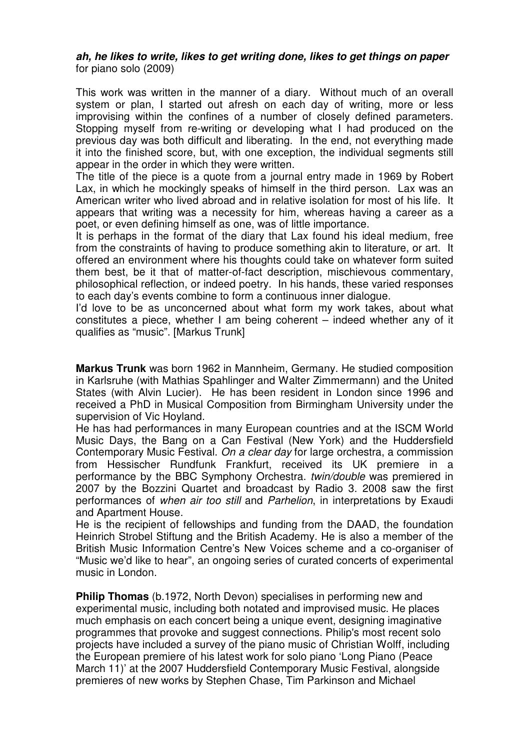***ah, he likes to write, likes to get writing done, likes to get things on paper***
for piano solo (2009)

This work was written in the manner of a diary. Without much of an overall system or plan, I started out afresh on each day of writing, more or less improvising within the confines of a number of closely defined parameters. Stopping myself from re-writing or developing what I had produced on the previous day was both difficult and liberating. In the end, not everything made it into the finished score, but, with one exception, the individual segments still appear in the order in which they were written.

The title of the piece is a quote from a journal entry made in 1969 by Robert Lax, in which he mockingly speaks of himself in the third person. Lax was an American writer who lived abroad and in relative isolation for most of his life. It appears that writing was a necessity for him, whereas having a career as a poet, or even defining himself as one, was of little importance.

It is perhaps in the format of the diary that Lax found his ideal medium, free from the constraints of having to produce something akin to literature, or art. It offered an environment where his thoughts could take on whatever form suited them best, be it that of matter-of-fact description, mischievous commentary, philosophical reflection, or indeed poetry. In his hands, these varied responses to each day's events combine to form a continuous inner dialogue.

I'd love to be as unconcerned about what form my work takes, about what constitutes a piece, whether I am being coherent – indeed whether any of it qualifies as "music". [Markus Trunk]

**Markus Trunk** was born 1962 in Mannheim, Germany. He studied composition in Karlsruhe (with Mathias Spahlinger and Walter Zimmermann) and the United States (with Alvin Lucier). He has been resident in London since 1996 and received a PhD in Musical Composition from Birmingham University under the supervision of Vic Hoyland.

He has had performances in many European countries and at the ISCM World Music Days, the Bang on a Can Festival (New York) and the Huddersfield Contemporary Music Festival. *On a clear day* for large orchestra, a commission from Hessischer Rundfunk Frankfurt, received its UK premiere in a performance by the BBC Symphony Orchestra. *twin/double* was premiered in 2007 by the Bozzini Quartet and broadcast by Radio 3. 2008 saw the first performances of *when air too still* and *Parhelion*, in interpretations by Exaudi and Apartment House.

He is the recipient of fellowships and funding from the DAAD, the foundation Heinrich Strobel Stiftung and the British Academy. He is also a member of the British Music Information Centre's New Voices scheme and a co-organiser of "Music we'd like to hear", an ongoing series of curated concerts of experimental music in London.

**Philip Thomas** (b.1972, North Devon) specialises in performing new and experimental music, including both notated and improvised music. He places much emphasis on each concert being a unique event, designing imaginative programmes that provoke and suggest connections. Philip's most recent solo projects have included a survey of the piano music of Christian Wolff, including the European premiere of his latest work for solo piano 'Long Piano (Peace March 11)' at the 2007 Huddersfield Contemporary Music Festival, alongside premieres of new works by Stephen Chase, Tim Parkinson and Michael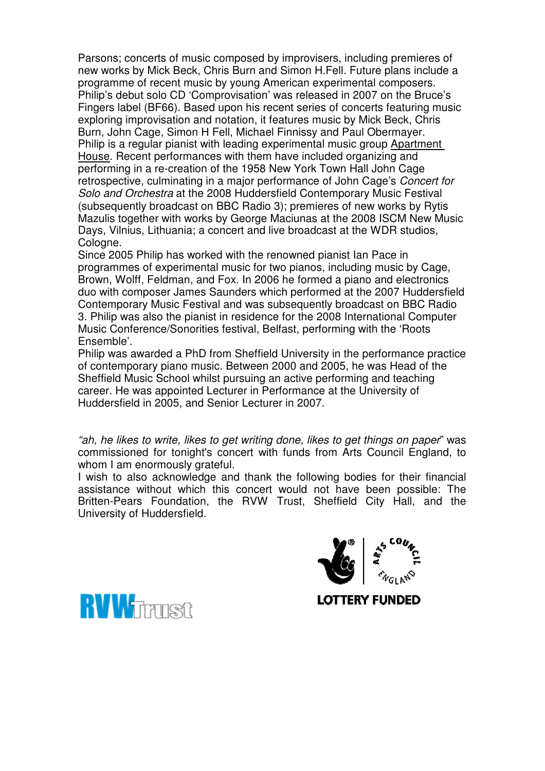Parsons; concerts of music composed by improvisers, including premieres of new works by Mick Beck, Chris Burn and Simon H.Fell. Future plans include a programme of recent music by young American experimental composers. Philip's debut solo CD 'Comprovisation' was released in 2007 on the Bruce's Fingers label (BF66). Based upon his recent series of concerts featuring music exploring improvisation and notation, it features music by Mick Beck, Chris Burn, John Cage, Simon H Fell, Michael Finnissy and Paul Obermayer. Philip is a regular pianist with leading experimental music group Apartment House. Recent performances with them have included organizing and performing in a re-creation of the 1958 New York Town Hall John Cage retrospective, culminating in a major performance of John Cage's *Concert for Solo and Orchestra* at the 2008 Huddersfield Contemporary Music Festival (subsequently broadcast on BBC Radio 3); premieres of new works by Rytis Mazulis together with works by George Maciunas at the 2008 ISCM New Music Days, Vilnius, Lithuania; a concert and live broadcast at the WDR studios, Cologne.

Since 2005 Philip has worked with the renowned pianist Ian Pace in programmes of experimental music for two pianos, including music by Cage, Brown, Wolff, Feldman, and Fox. In 2006 he formed a piano and electronics duo with composer James Saunders which performed at the 2007 Huddersfield Contemporary Music Festival and was subsequently broadcast on BBC Radio 3. Philip was also the pianist in residence for the 2008 International Computer Music Conference/Sonorities festival, Belfast, performing with the 'Roots Ensemble'.

Philip was awarded a PhD from Sheffield University in the performance practice of contemporary piano music. Between 2000 and 2005, he was Head of the Sheffield Music School whilst pursuing an active performing and teaching career. He was appointed Lecturer in Performance at the University of Huddersfield in 2005, and Senior Lecturer in 2007.

*"ah, he likes to write, likes to get writing done, likes to get things on paper*" was commissioned for tonight's concert with funds from Arts Council England, to whom I am enormously grateful.

I wish to also acknowledge and thank the following bodies for their financial assistance without which this concert would not have been possible: The Britten-Pears Foundation, the RVW Trust, Sheffield City Hall, and the University of Huddersfield.

ARTS COUNCIL ENGLAND

LOTTERY FUNDED

RVW Trust